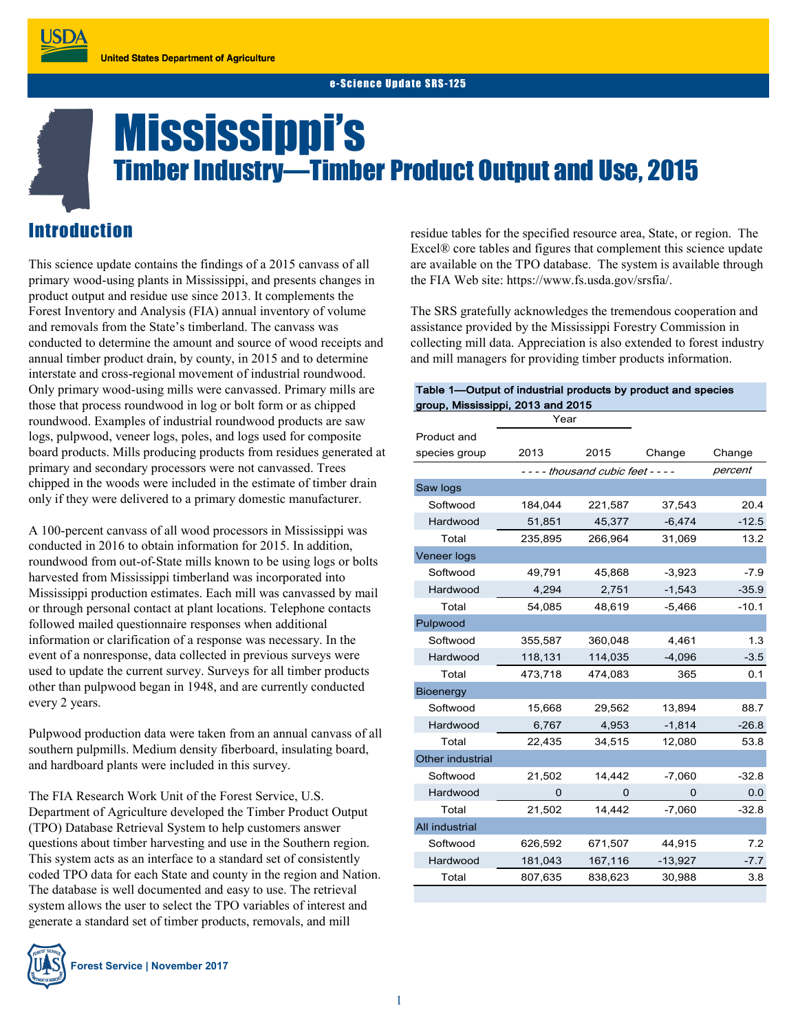United States Department of Agriculture

e-Science Update SRS-125

# Mississippi's

## Timber Industry—Timber Product Output and Use, 2015

## Introduction

This science update contains the findings of a 2015 canvass of all primary wood-using plants in Mississippi, and presents changes in product output and residue use since 2013. It complements the Forest Inventory and Analysis (FIA) annual inventory of volume and removals from the State's timberland. The canvass was conducted to determine the amount and source of wood receipts and annual timber product drain, by county, in 2015 and to determine interstate and cross-regional movement of industrial roundwood. Only primary wood-using mills were canvassed. Primary mills are those that process roundwood in log or bolt form or as chipped roundwood. Examples of industrial roundwood products are saw logs, pulpwood, veneer logs, poles, and logs used for composite board products. Mills producing products from residues generated at primary and secondary processors were not canvassed. Trees chipped in the woods were included in the estimate of timber drain only if they were delivered to a primary domestic manufacturer.

A 100-percent canvass of all wood processors in Mississippi was conducted in 2016 to obtain information for 2015. In addition, roundwood from out-of-State mills known to be using logs or bolts harvested from Mississippi timberland was incorporated into Mississippi production estimates. Each mill was canvassed by mail or through personal contact at plant locations. Telephone contacts followed mailed questionnaire responses when additional information or clarification of a response was necessary. In the event of a nonresponse, data collected in previous surveys were used to update the current survey. Surveys for all timber products other than pulpwood began in 1948, and are currently conducted every 2 years.

Pulpwood production data were taken from an annual canvass of all southern pulpmills. Medium density fiberboard, insulating board, and hardboard plants were included in this survey.

The FIA Research Work Unit of the Forest Service, U.S. Department of Agriculture developed the Timber Product Output (TPO) Database Retrieval System to help customers answer questions about timber harvesting and use in the Southern region. This system acts as an interface to a standard set of consistently coded TPO data for each State and county in the region and Nation. The database is well documented and easy to use. The retrieval system allows the user to select the TPO variables of interest and generate a standard set of timber products, removals, and mill residue tables for the specified resource area, State, or region. The Excel® core tables and figures that complement this science update are available on the TPO database. The system is available through the FIA Web site: https://www.fs.usda.gov/srsfia/.

The SRS gratefully acknowledges the tremendous cooperation and assistance provided by the Mississippi Forestry Commission in collecting mill data. Appreciation is also extended to forest industry and mill managers for providing timber products information.

**Table 1—Output of industrial products by product and species group, Mississippi, 2013 and 2015**

| Product and species group | 2013 | 2015 | Change | Change |
|---|---|---|---|---|
| | *- - - - thousand cubic feet - - - -* | | | *percent* |
| **Saw logs** | | | | |
| Softwood | 184,044 | 221,587 | 37,543 | 20.4 |
| Hardwood | 51,851 | 45,377 | -6,474 | -12.5 |
| Total | 235,895 | 266,964 | 31,069 | 13.2 |
| **Veneer logs** | | | | |
| Softwood | 49,791 | 45,868 | -3,923 | -7.9 |
| Hardwood | 4,294 | 2,751 | -1,543 | -35.9 |
| Total | 54,085 | 48,619 | -5,466 | -10.1 |
| **Pulpwood** | | | | |
| Softwood | 355,587 | 360,048 | 4,461 | 1.3 |
| Hardwood | 118,131 | 114,035 | -4,096 | -3.5 |
| Total | 473,718 | 474,083 | 365 | 0.1 |
| **Bioenergy** | | | | |
| Softwood | 15,668 | 29,562 | 13,894 | 88.7 |
| Hardwood | 6,767 | 4,953 | -1,814 | -26.8 |
| Total | 22,435 | 34,515 | 12,080 | 53.8 |
| **Other industrial** | | | | |
| Softwood | 21,502 | 14,442 | -7,060 | -32.8 |
| Hardwood | 0 | 0 | 0 | 0.0 |
| Total | 21,502 | 14,442 | -7,060 | -32.8 |
| **All industrial** | | | | |
| Softwood | 626,592 | 671,507 | 44,915 | 7.2 |
| Hardwood | 181,043 | 167,116 | -13,927 | -7.7 |
| Total | 807,635 | 838,623 | 30,988 | 3.8 |

Forest Service | November 2017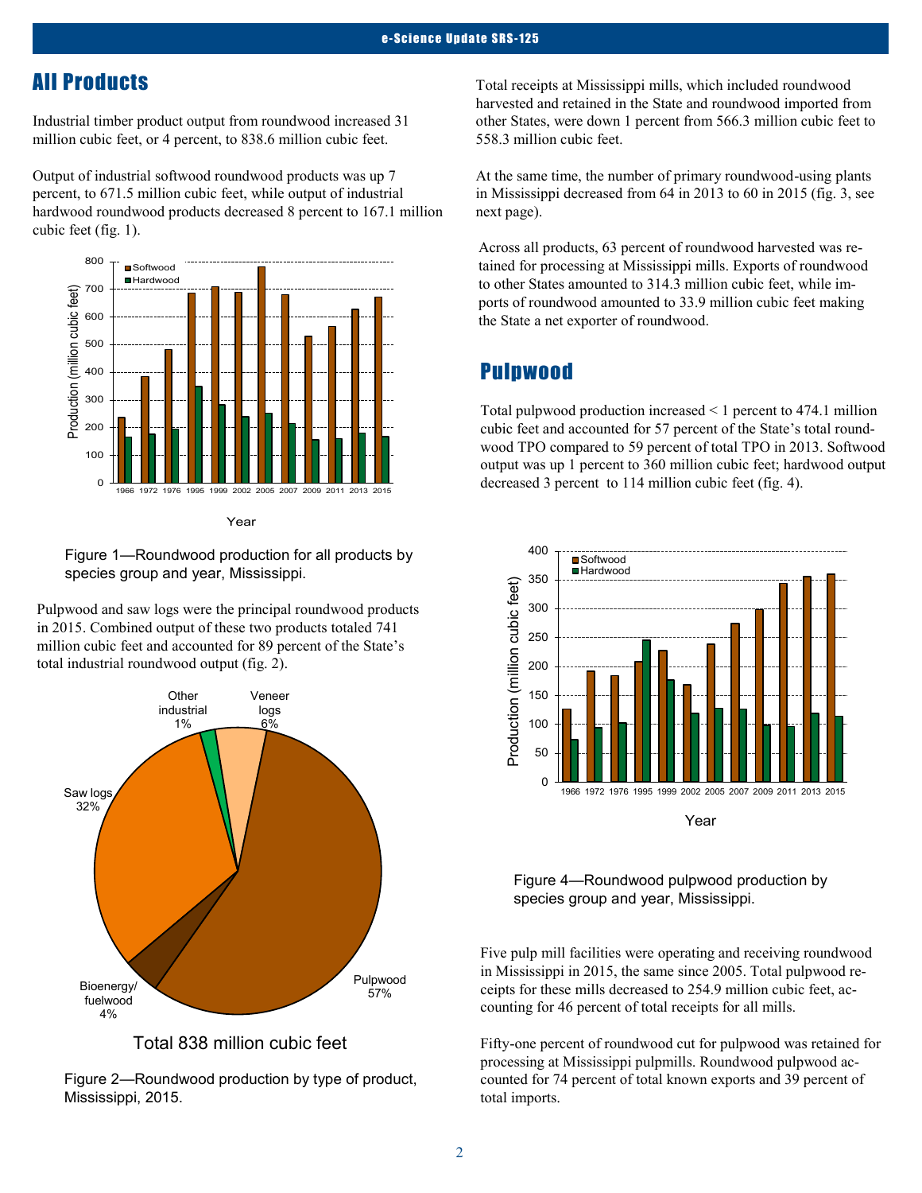## All Products

Industrial timber product output from roundwood increased 31 million cubic feet, or 4 percent, to 838.6 million cubic feet.

Output of industrial softwood roundwood products was up 7 percent, to 671.5 million cubic feet, while output of industrial hardwood roundwood products decreased 8 percent to 167.1 million cubic feet (fig. 1).

Figure 1—Roundwood production for all products by species group and year, Mississippi.

Pulpwood and saw logs were the principal roundwood products in 2015. Combined output of these two products totaled 741 million cubic feet and accounted for 89 percent of the State's total industrial roundwood output (fig. 2).

Total 838 million cubic feet

Figure 2—Roundwood production by type of product, Mississippi, 2015.

Total receipts at Mississippi mills, which included roundwood harvested and retained in the State and roundwood imported from other States, were down 1 percent from 566.3 million cubic feet to 558.3 million cubic feet.

At the same time, the number of primary roundwood-using plants in Mississippi decreased from 64 in 2013 to 60 in 2015 (fig. 3, see next page).

Across all products, 63 percent of roundwood harvested was retained for processing at Mississippi mills. Exports of roundwood to other States amounted to 314.3 million cubic feet, while imports of roundwood amounted to 33.9 million cubic feet making the State a net exporter of roundwood.

## Pulpwood

Total pulpwood production increased < 1 percent to 474.1 million cubic feet and accounted for 57 percent of the State's total roundwood TPO compared to 59 percent of total TPO in 2013. Softwood output was up 1 percent to 360 million cubic feet; hardwood output decreased 3 percent to 114 million cubic feet (fig. 4).

Figure 4—Roundwood pulpwood production by species group and year, Mississippi.

Five pulp mill facilities were operating and receiving roundwood in Mississippi in 2015, the same since 2005. Total pulpwood receipts for these mills decreased to 254.9 million cubic feet, accounting for 46 percent of total receipts for all mills.

Fifty-one percent of roundwood cut for pulpwood was retained for processing at Mississippi pulpmills. Roundwood pulpwood accounted for 74 percent of total known exports and 39 percent of total imports.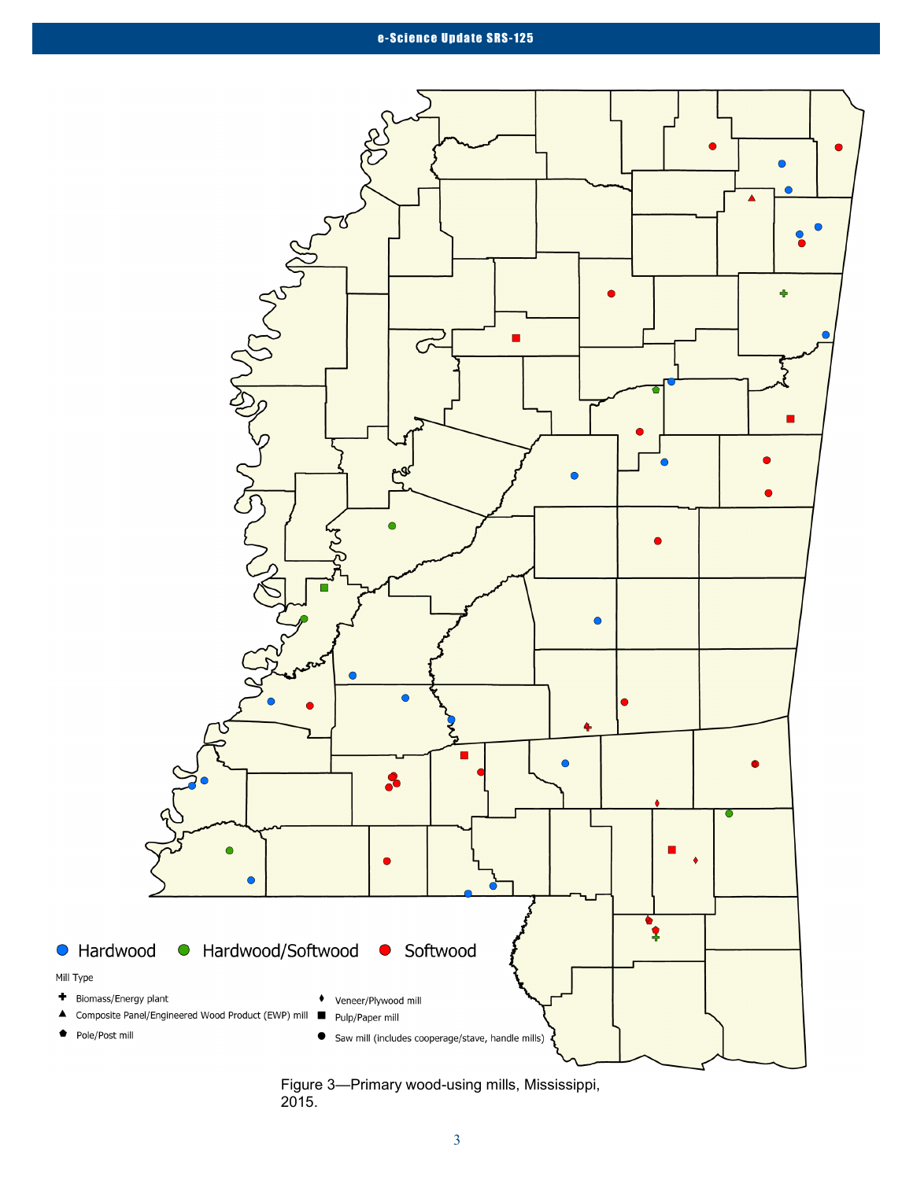Hardwood    Hardwood/Softwood    Softwood

Mill Type

- Biomass/Energy plant
- Composite Panel/Engineered Wood Product (EWP) mill
- Pole/Post mill
- Veneer/Plywood mill
- Pulp/Paper mill
- Saw mill (includes cooperage/stave, handle mills)

Figure 3—Primary wood-using mills, Mississippi, 2015.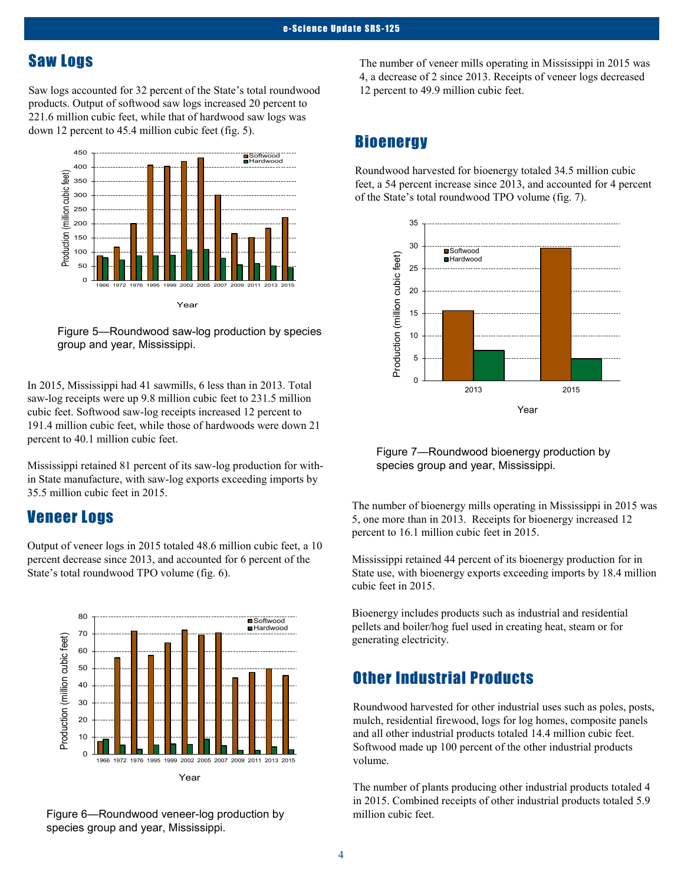## Saw Logs

Saw logs accounted for 32 percent of the State's total roundwood products. Output of softwood saw logs increased 20 percent to 221.6 million cubic feet, while that of hardwood saw logs was down 12 percent to 45.4 million cubic feet (fig. 5).

Figure 5—Roundwood saw-log production by species group and year, Mississippi.

In 2015, Mississippi had 41 sawmills, 6 less than in 2013. Total saw-log receipts were up 9.8 million cubic feet to 231.5 million cubic feet. Softwood saw-log receipts increased 12 percent to 191.4 million cubic feet, while those of hardwoods were down 21 percent to 40.1 million cubic feet.

Mississippi retained 81 percent of its saw-log production for within State manufacture, with saw-log exports exceeding imports by 35.5 million cubic feet in 2015.

## Veneer Logs

Output of veneer logs in 2015 totaled 48.6 million cubic feet, a 10 percent decrease since 2013, and accounted for 6 percent of the State's total roundwood TPO volume (fig. 6).

Figure 6—Roundwood veneer-log production by species group and year, Mississippi.

The number of veneer mills operating in Mississippi in 2015 was 4, a decrease of 2 since 2013. Receipts of veneer logs decreased 12 percent to 49.9 million cubic feet.

## Bioenergy

Roundwood harvested for bioenergy totaled 34.5 million cubic feet, a 54 percent increase since 2013, and accounted for 4 percent of the State's total roundwood TPO volume (fig. 7).

Figure 7—Roundwood bioenergy production by species group and year, Mississippi.

The number of bioenergy mills operating in Mississippi in 2015 was 5, one more than in 2013. Receipts for bioenergy increased 12 percent to 16.1 million cubic feet in 2015.

Mississippi retained 44 percent of its bioenergy production for in State use, with bioenergy exports exceeding imports by 18.4 million cubic feet in 2015.

Bioenergy includes products such as industrial and residential pellets and boiler/hog fuel used in creating heat, steam or for generating electricity.

## Other Industrial Products

Roundwood harvested for other industrial uses such as poles, posts, mulch, residential firewood, logs for log homes, composite panels and all other industrial products totaled 14.4 million cubic feet. Softwood made up 100 percent of the other industrial products volume.

The number of plants producing other industrial products totaled 4 in 2015. Combined receipts of other industrial products totaled 5.9 million cubic feet.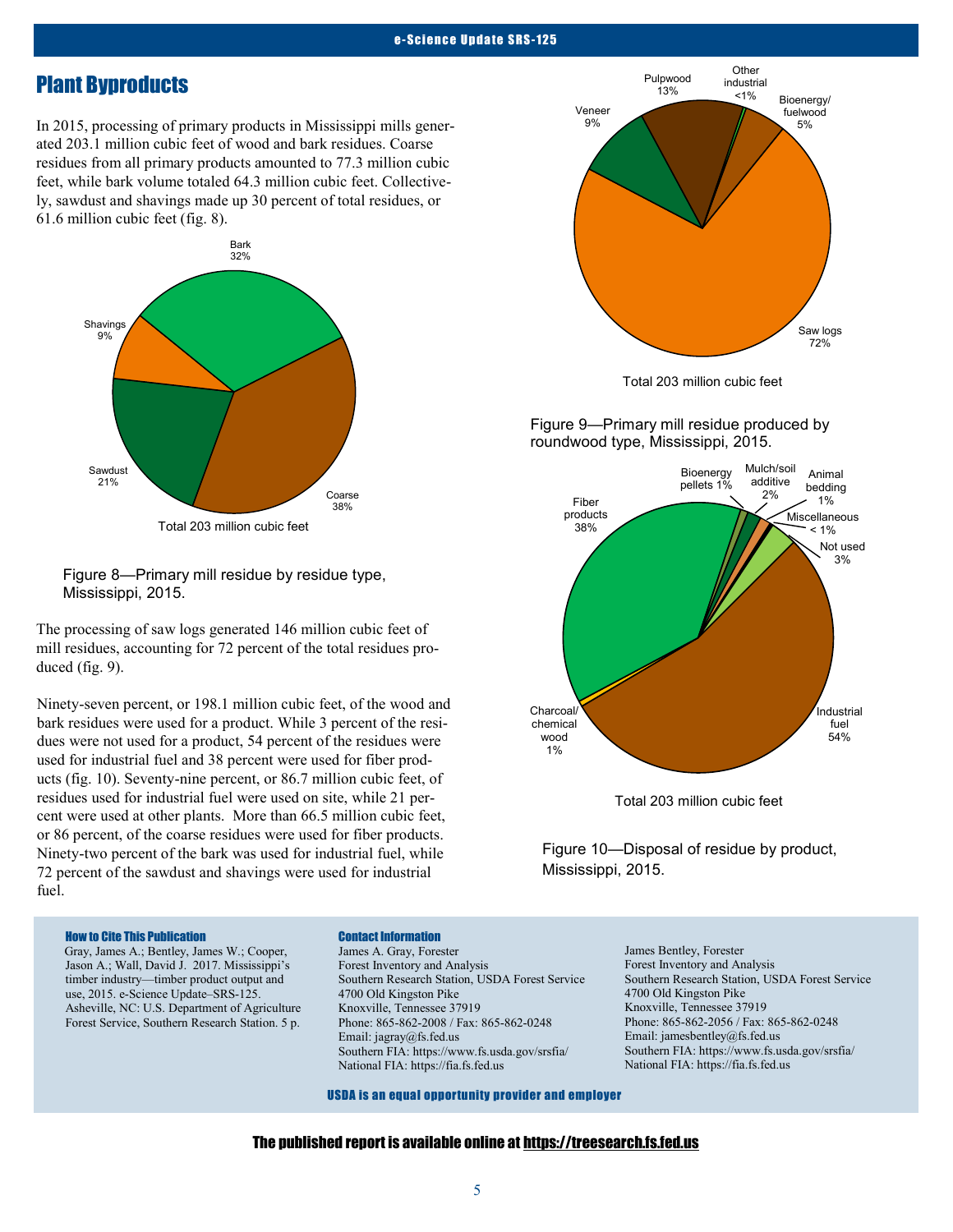## Plant Byproducts

In 2015, processing of primary products in Mississippi mills generated 203.1 million cubic feet of wood and bark residues. Coarse residues from all primary products amounted to 77.3 million cubic feet, while bark volume totaled 64.3 million cubic feet. Collectively, sawdust and shavings made up 30 percent of total residues, or 61.6 million cubic feet (fig. 8).

Bark
32%
Shavings
9%
Sawdust
21%
Coarse
38%
Total 203 million cubic feet

Figure 8—Primary mill residue by residue type, Mississippi, 2015.

The processing of saw logs generated 146 million cubic feet of mill residues, accounting for 72 percent of the total residues produced (fig. 9).

Ninety-seven percent, or 198.1 million cubic feet, of the wood and bark residues were used for a product. While 3 percent of the residues were not used for a product, 54 percent of the residues were used for industrial fuel and 38 percent were used for fiber products (fig. 10). Seventy-nine percent, or 86.7 million cubic feet, of residues used for industrial fuel were used on site, while 21 percent were used at other plants. More than 66.5 million cubic feet, or 86 percent, of the coarse residues were used for fiber products. Ninety-two percent of the bark was used for industrial fuel, while 72 percent of the sawdust and shavings were used for industrial fuel.

Pulpwood
13%
Other industrial
<1%
Veneer
9%
Bioenergy/ fuelwood
5%
Saw logs
72%
Total 203 million cubic feet

Figure 9—Primary mill residue produced by roundwood type, Mississippi, 2015.

Bioenergy pellets 1%
Mulch/soil additive
2%
Animal bedding
1%
Fiber products
38%
Miscellaneous
< 1%
Not used
3%
Charcoal/ chemical wood
1%
Industrial fuel
54%
Total 203 million cubic feet

Figure 10—Disposal of residue by product, Mississippi, 2015.

### How to Cite This Publication

Gray, James A.; Bentley, James W.; Cooper, Jason A.; Wall, David J. 2017. Mississippi's timber industry—timber product output and use, 2015. e-Science Update–SRS-125. Asheville, NC: U.S. Department of Agriculture Forest Service, Southern Research Station. 5 p.

### Contact Information

James A. Gray, Forester
Forest Inventory and Analysis
Southern Research Station, USDA Forest Service
4700 Old Kingston Pike
Knoxville, Tennessee 37919
Phone: 865-862-2008 / Fax: 865-862-0248
Email: jagray@fs.fed.us
Southern FIA: https://www.fs.usda.gov/srsfia/
National FIA: https://fia.fs.fed.us

James Bentley, Forester
Forest Inventory and Analysis
Southern Research Station, USDA Forest Service
4700 Old Kingston Pike
Knoxville, Tennessee 37919
Phone: 865-862-2056 / Fax: 865-862-0248
Email: jamesbentley@fs.fed.us
Southern FIA: https://www.fs.usda.gov/srsfia/
National FIA: https://fia.fs.fed.us

**USDA is an equal opportunity provider and employer**

**The published report is available online at https://treesearch.fs.fed.us**